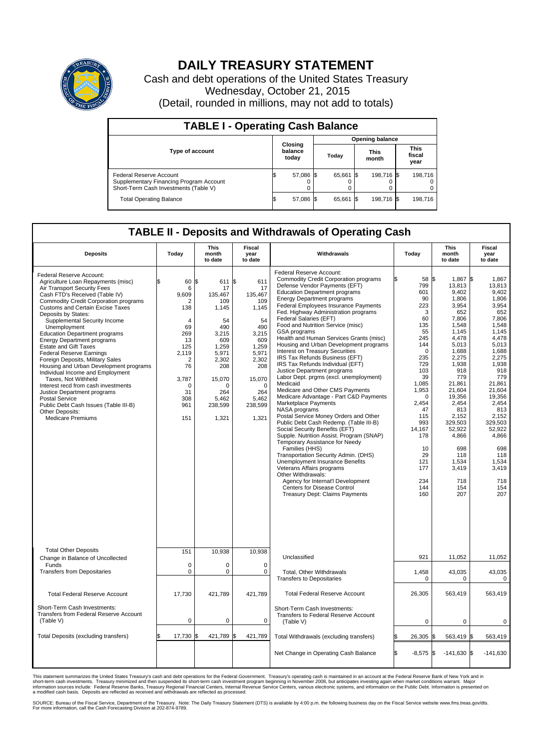# DAILY TREASURY STATEMENT

Cash and debt operations of the United States Treasury
Wednesday, October 21, 2015
(Detail, rounded in millions, may not add to totals)

## TABLE I - Operating Cash Balance

| Type of account | Closing balance today | Opening balance Today | Opening balance This month | Opening balance This fiscal year |
|---|---|---|---|---|
| Federal Reserve Account | $ 57,086 | $ 65,661 | $ 198,716 | $ 198,716 |
| Supplementary Financing Program Account | 0 | 0 | 0 | 0 |
| Short-Term Cash Investments (Table V) | 0 | 0 | 0 | 0 |
| Total Operating Balance | $ 57,086 | $ 65,661 | $ 198,716 | $ 198,716 |

## TABLE II - Deposits and Withdrawals of Operating Cash

| Deposits | Today | This month to date | Fiscal year to date |
|---|---|---|---|
| Federal Reserve Account: | | | |
| Agriculture Loan Repayments (misc) | $ 60 | $ 611 | $ 611 |
| Air Transport Security Fees | 6 | 17 | 17 |
| Cash FTD's Received (Table IV) | 9,609 | 135,467 | 135,467 |
| Commodity Credit Corporation programs | 2 | 109 | 109 |
| Customs and Certain Excise Taxes | 138 | 1,145 | 1,145 |
| Deposits by States: | | | |
| Supplemental Security Income | 4 | 54 | 54 |
| Unemployment | 69 | 490 | 490 |
| Education Department programs | 269 | 3,215 | 3,215 |
| Energy Department programs | 13 | 609 | 609 |
| Estate and Gift Taxes | 125 | 1,259 | 1,259 |
| Federal Reserve Earnings | 2,119 | 5,971 | 5,971 |
| Foreign Deposits, Military Sales | 2 | 2,302 | 2,302 |
| Housing and Urban Development programs | 76 | 208 | 208 |
| Individual Income and Employment Taxes, Not Withheld | 3,787 | 15,070 | 15,070 |
| Interest recd from cash investments | 0 | 0 | 0 |
| Justice Department programs | 31 | 264 | 264 |
| Postal Service | 308 | 5,462 | 5,462 |
| Public Debt Cash Issues (Table III-B) | 961 | 238,599 | 238,599 |
| Other Deposits: | | | |
| Medicare Premiums | 151 | 1,321 | 1,321 |
| Total Other Deposits | 151 | 10,938 | 10,938 |
| Change in Balance of Uncollected Funds | 0 | 0 | 0 |
| Transfers from Depositaries | 0 | 0 | 0 |
| Total Federal Reserve Account | 17,730 | 421,789 | 421,789 |
| Short-Term Cash Investments: Transfers from Federal Reserve Account (Table V) | 0 | 0 | 0 |
| Total Deposits (excluding transfers) | $ 17,730 | $ 421,789 | $ 421,789 |

| Withdrawals | Today | This month to date | Fiscal year to date |
|---|---|---|---|
| Federal Reserve Account: | | | |
| Commodity Credit Corporation programs | $ 58 | $ 1,867 | $ 1,867 |
| Defense Vendor Payments (EFT) | 799 | 13,813 | 13,813 |
| Education Department programs | 601 | 9,402 | 9,402 |
| Energy Department programs | 90 | 1,806 | 1,806 |
| Federal Employees Insurance Payments | 223 | 3,954 | 3,954 |
| Fed. Highway Administration programs | 3 | 652 | 652 |
| Federal Salaries (EFT) | 60 | 7,806 | 7,806 |
| Food and Nutrition Service (misc) | 135 | 1,548 | 1,548 |
| GSA programs | 55 | 1,145 | 1,145 |
| Health and Human Services Grants (misc) | 245 | 4,478 | 4,478 |
| Housing and Urban Development programs | 144 | 5,013 | 5,013 |
| Interest on Treasury Securities | 0 | 1,688 | 1,688 |
| IRS Tax Refunds Business (EFT) | 235 | 2,275 | 2,275 |
| IRS Tax Refunds Individual (EFT) | 729 | 1,938 | 1,938 |
| Justice Department programs | 103 | 918 | 918 |
| Labor Dept. prgms (excl. unemployment) | 39 | 779 | 779 |
| Medicaid | 1,085 | 21,861 | 21,861 |
| Medicare and Other CMS Payments | 1,953 | 21,604 | 21,604 |
| Medicare Advantage - Part C&D Payments | 0 | 19,356 | 19,356 |
| Marketplace Payments | 2,454 | 2,454 | 2,454 |
| NASA programs | 47 | 813 | 813 |
| Postal Service Money Orders and Other | 115 | 2,152 | 2,152 |
| Public Debt Cash Redemp. (Table III-B) | 993 | 329,503 | 329,503 |
| Social Security Benefits (EFT) | 14,167 | 52,922 | 52,922 |
| Supple. Nutrition Assist. Program (SNAP) | 178 | 4,866 | 4,866 |
| Temporary Assistance for Needy Families (HHS) | 10 | 698 | 698 |
| Transportation Security Admin. (DHS) | 29 | 118 | 118 |
| Unemployment Insurance Benefits | 121 | 1,534 | 1,534 |
| Veterans Affairs programs | 177 | 3,419 | 3,419 |
| Other Withdrawals: | | | |
| Agency for Internat'l Development | 234 | 718 | 718 |
| Centers for Disease Control | 144 | 154 | 154 |
| Treasury Dept: Claims Payments | 160 | 207 | 207 |
| Unclassified | 921 | 11,052 | 11,052 |
| Total, Other Withdrawals | 1,458 | 43,035 | 43,035 |
| Transfers to Depositaries | 0 | 0 | 0 |
| Total Federal Reserve Account | 26,305 | 563,419 | 563,419 |
| Short-Term Cash Investments: Transfers to Federal Reserve Account (Table V) | 0 | 0 | 0 |
| Total Withdrawals (excluding transfers) | $ 26,305 | $ 563,419 | $ 563,419 |
| Net Change in Operating Cash Balance | $ -8,575 | $ -141,630 | $ -141,630 |

This statement summarizes the United States Treasury's cash and debt operations for the Federal Government. Treasury's operating cash is maintained in an account at the Federal Reserve Bank of New York and in short-term cash investments. Treasury minimized and then suspended its short-term cash investment program beginning in November 2008, but anticipates investing again when market conditions warrant. Major information sources include: Federal Reserve Banks, Treasury Regional Financial Centers, Internal Revenue Service Centers, various electronic systems, and information on the Public Debt. Information is presented on a modified cash basis. Deposits are reflected as received and withdrawals are reflected as processed.

SOURCE: Bureau of the Fiscal Service, Department of the Treasury. Note: The Daily Treasury Statement (DTS) is available by 4:00 p.m. the following business day on the Fiscal Service website www.fms.treas.gov/dts. For more information, call the Cash Forecasting Division at 202-874-9789.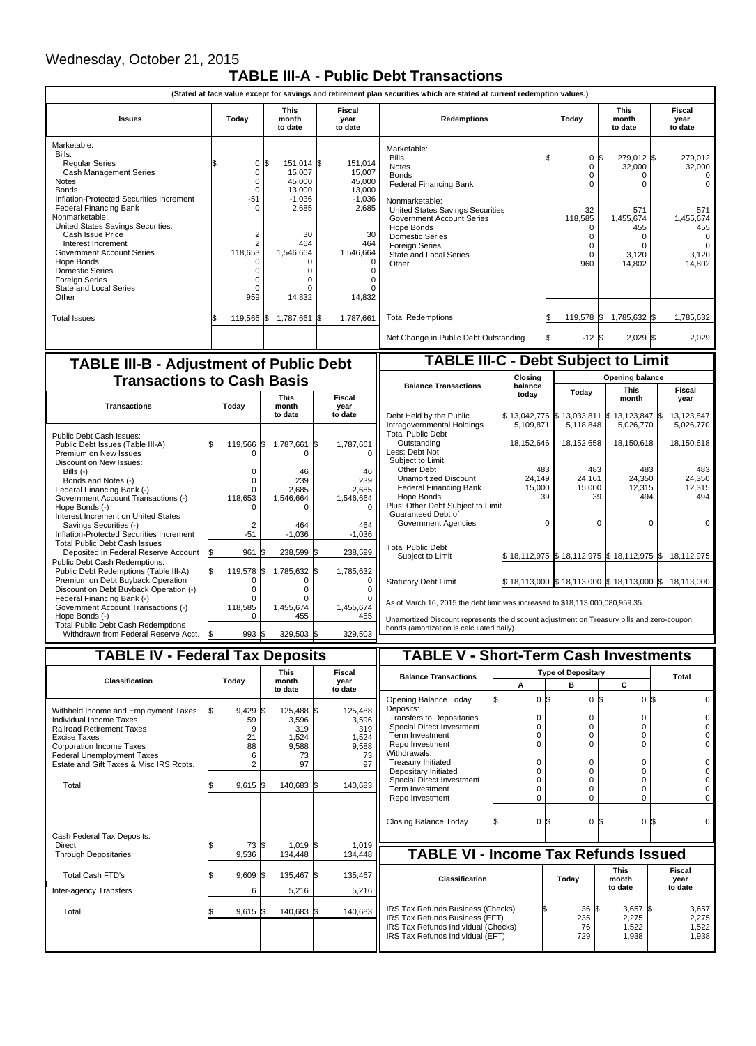Wednesday, October 21, 2015

# TABLE III-A - Public Debt Transactions

(Stated at face value except for savings and retirement plan securities which are stated at current redemption values.)

| Issues | Today | This month to date | Fiscal year to date |
|---|---|---|---|
| Marketable: | | | |
| Bills: | | | |
| Regular Series | $ 0 | $ 151,014 | $ 151,014 |
| Cash Management Series | 0 | 15,007 | 15,007 |
| Notes | 0 | 45,000 | 45,000 |
| Bonds | 0 | 13,000 | 13,000 |
| Inflation-Protected Securities Increment | -51 | -1,036 | -1,036 |
| Federal Financing Bank | 0 | 2,685 | 2,685 |
| Nonmarketable: | | | |
| United States Savings Securities: | | | |
| Cash Issue Price | 2 | 30 | 30 |
| Interest Increment | 2 | 464 | 464 |
| Government Account Series | 118,653 | 1,546,664 | 1,546,664 |
| Hope Bonds | 0 | 0 | 0 |
| Domestic Series | 0 | 0 | 0 |
| Foreign Series | 0 | 0 | 0 |
| State and Local Series | 0 | 0 | 0 |
| Other | 959 | 14,832 | 14,832 |
| Total Issues | $ 119,566 | $ 1,787,661 | $ 1,787,661 |

| Redemptions | Today | This month to date | Fiscal year to date |
|---|---|---|---|
| Marketable: | | | |
| Bills | $ 0 | $ 279,012 | $ 279,012 |
| Notes | 0 | 32,000 | 32,000 |
| Bonds | 0 | 0 | 0 |
| Federal Financing Bank | 0 | 0 | 0 |
| Nonmarketable: | | | |
| United States Savings Securities | 32 | 571 | 571 |
| Government Account Series | 118,585 | 1,455,674 | 1,455,674 |
| Hope Bonds | 0 | 455 | 455 |
| Domestic Series | 0 | 0 | 0 |
| Foreign Series | 0 | 0 | 0 |
| State and Local Series | 0 | 3,120 | 3,120 |
| Other | 960 | 14,802 | 14,802 |
| Total Redemptions | $ 119,578 | $ 1,785,632 | $ 1,785,632 |
| Net Change in Public Debt Outstanding | $ -12 | $ 2,029 | $ 2,029 |

# TABLE III-B - Adjustment of Public Debt Transactions to Cash Basis

| Transactions | Today | This month to date | Fiscal year to date |
|---|---|---|---|
| Public Debt Cash Issues: | | | |
| Public Debt Issues (Table III-A) | $ 119,566 | $ 1,787,661 | $ 1,787,661 |
| Premium on New Issues | 0 | 0 | 0 |
| Discount on New Issues: | | | |
| Bills (-) | 0 | 46 | 46 |
| Bonds and Notes (-) | 0 | 239 | 239 |
| Federal Financing Bank (-) | 0 | 2,685 | 2,685 |
| Government Account Transactions (-) | 118,653 | 1,546,664 | 1,546,664 |
| Hope Bonds (-) | 0 | 0 | 0 |
| Interest Increment on United States Savings Securities (-) | 2 | 464 | 464 |
| Inflation-Protected Securities Increment | -51 | -1,036 | -1,036 |
| Total Public Debt Cash Issues Deposited in Federal Reserve Account | $ 961 | $ 238,599 | $ 238,599 |
| Public Debt Cash Redemptions: | | | |
| Public Debt Redemptions (Table III-A) | $ 119,578 | $ 1,785,632 | $ 1,785,632 |
| Premium on Debt Buyback Operation | 0 | 0 | 0 |
| Discount on Debt Buyback Operation (-) | 0 | 0 | 0 |
| Federal Financing Bank (-) | 0 | 0 | 0 |
| Government Account Transactions (-) | 118,585 | 1,455,674 | 1,455,674 |
| Hope Bonds (-) | 0 | 455 | 455 |
| Total Public Debt Cash Redemptions Withdrawn from Federal Reserve Acct. | $ 993 | $ 329,503 | $ 329,503 |

# TABLE III-C - Debt Subject to Limit

| Balance Transactions | Closing balance today | Opening balance Today | Opening balance This month | Opening balance Fiscal year |
|---|---|---|---|---|
| Debt Held by the Public | $ 13,042,776 | $ 13,033,811 | $ 13,123,847 | $ 13,123,847 |
| Intragovernmental Holdings | 5,109,871 | 5,118,848 | 5,026,770 | 5,026,770 |
| Total Public Debt Outstanding | 18,152,646 | 18,152,658 | 18,150,618 | 18,150,618 |
| Less: Debt Not Subject to Limit: | | | | |
| Other Debt | 483 | 483 | 483 | 483 |
| Unamortized Discount | 24,149 | 24,161 | 24,350 | 24,350 |
| Federal Financing Bank | 15,000 | 15,000 | 12,315 | 12,315 |
| Hope Bonds | 39 | 39 | 494 | 494 |
| Plus: Other Debt Subject to Limit | | | | |
| Guaranteed Debt of Government Agencies | 0 | 0 | 0 | 0 |
| Total Public Debt Subject to Limit | $ 18,112,975 | $ 18,112,975 | $ 18,112,975 | $ 18,112,975 |
| Statutory Debt Limit | $ 18,113,000 | $ 18,113,000 | $ 18,113,000 | $ 18,113,000 |

As of March 16, 2015 the debt limit was increased to $18,113,000,080,959.35.

Unamortized Discount represents the discount adjustment on Treasury bills and zero-coupon bonds (amortization is calculated daily).

# TABLE IV - Federal Tax Deposits

| Classification | Today | This month to date | Fiscal year to date |
|---|---|---|---|
| Withheld Income and Employment Taxes | $ 9,429 | $ 125,488 | $ 125,488 |
| Individual Income Taxes | 59 | 3,596 | 3,596 |
| Railroad Retirement Taxes | 9 | 319 | 319 |
| Excise Taxes | 21 | 1,524 | 1,524 |
| Corporation Income Taxes | 88 | 9,588 | 9,588 |
| Federal Unemployment Taxes | 6 | 73 | 73 |
| Estate and Gift Taxes & Misc IRS Rcpts. | 2 | 97 | 97 |
| Total | $ 9,615 | $ 140,683 | $ 140,683 |
| Cash Federal Tax Deposits: | | | |
| Direct | $ 73 | $ 1,019 | $ 1,019 |
| Through Depositaries | 9,536 | 134,448 | 134,448 |
| Total Cash FTD's | $ 9,609 | $ 135,467 | $ 135,467 |
| Inter-agency Transfers | 6 | 5,216 | 5,216 |
| Total | $ 9,615 | $ 140,683 | $ 140,683 |

# TABLE V - Short-Term Cash Investments

| Balance Transactions | Type of Depositary A | Type of Depositary B | Type of Depositary C | Total |
|---|---|---|---|---|
| Opening Balance Today | $ 0 | $ 0 | $ 0 | $ 0 |
| Deposits: | | | | |
| Transfers to Depositaries | 0 | 0 | 0 | 0 |
| Special Direct Investment | 0 | 0 | 0 | 0 |
| Term Investment | 0 | 0 | 0 | 0 |
| Repo Investment | 0 | 0 | 0 | 0 |
| Withdrawals: | | | | |
| Treasury Initiated | 0 | 0 | 0 | 0 |
| Depositary Initiated | 0 | 0 | 0 | 0 |
| Special Direct Investment | 0 | 0 | 0 | 0 |
| Term Investment | 0 | 0 | 0 | 0 |
| Repo Investment | 0 | 0 | 0 | 0 |
| Closing Balance Today | $ 0 | $ 0 | $ 0 | $ 0 |

# TABLE VI - Income Tax Refunds Issued

| Classification | Today | This month to date | Fiscal year to date |
|---|---|---|---|
| IRS Tax Refunds Business (Checks) | $ 36 | $ 3,657 | $ 3,657 |
| IRS Tax Refunds Business (EFT) | 235 | 2,275 | 2,275 |
| IRS Tax Refunds Individual (Checks) | 76 | 1,522 | 1,522 |
| IRS Tax Refunds Individual (EFT) | 729 | 1,938 | 1,938 |